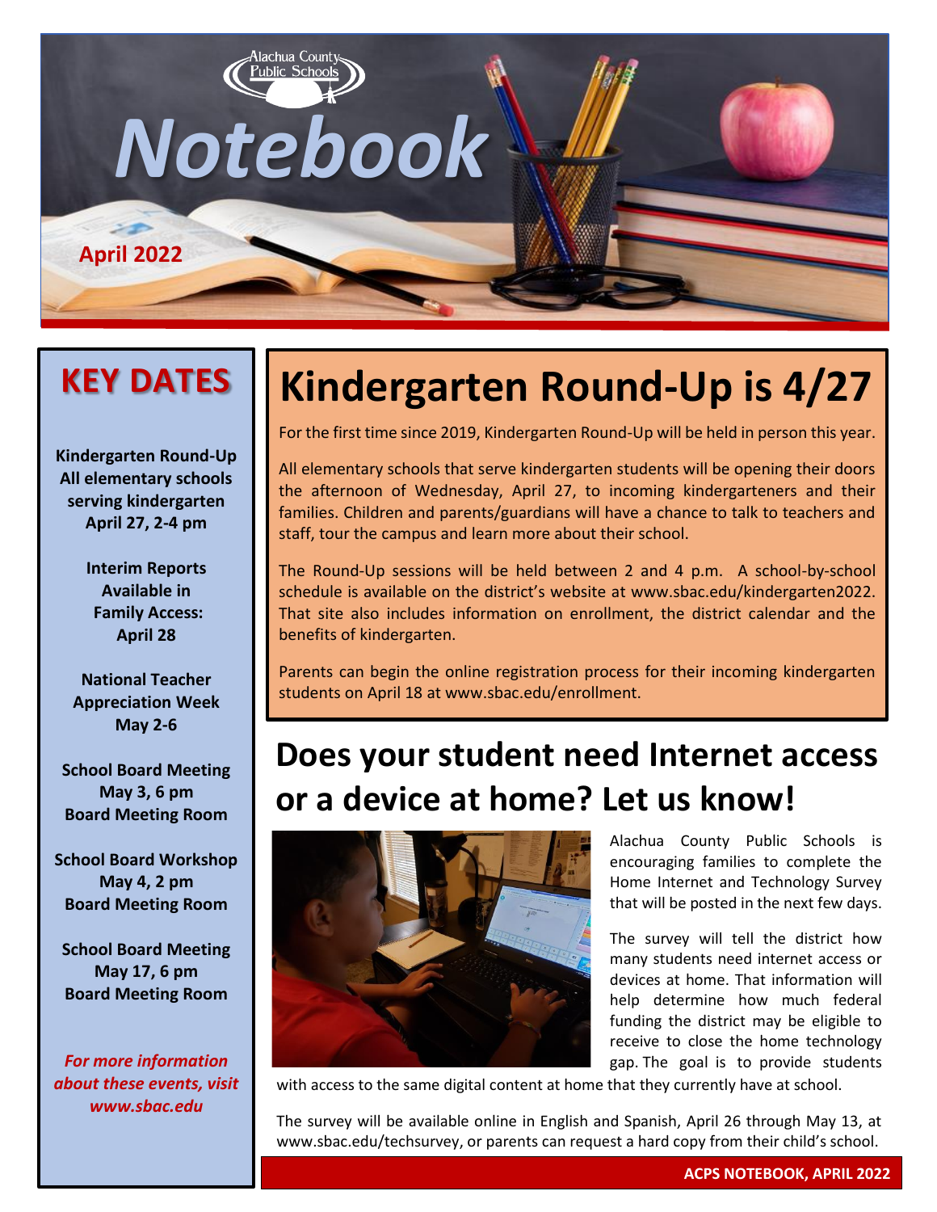Alachua County Public Schools

# Notebook

April 2022

## KEY DATES

**Kindergarten Round-Up**
**All elementary schools serving kindergarten**
**April 27, 2-4 pm**

**Interim Reports Available in Family Access:**
**April 28**

**National Teacher Appreciation Week**
**May 2-6**

**School Board Meeting**
**May 3, 6 pm**
**Board Meeting Room**

**School Board Workshop**
**May 4, 2 pm**
**Board Meeting Room**

**School Board Meeting**
**May 17, 6 pm**
**Board Meeting Room**

***For more information about these events, visit www.sbac.edu***

# Kindergarten Round-Up is 4/27

For the first time since 2019, Kindergarten Round-Up will be held in person this year.

All elementary schools that serve kindergarten students will be opening their doors the afternoon of Wednesday, April 27, to incoming kindergarteners and their families. Children and parents/guardians will have a chance to talk to teachers and staff, tour the campus and learn more about their school.

The Round-Up sessions will be held between 2 and 4 p.m. A school-by-school schedule is available on the district's website at www.sbac.edu/kindergarten2022. That site also includes information on enrollment, the district calendar and the benefits of kindergarten.

Parents can begin the online registration process for their incoming kindergarten students on April 18 at www.sbac.edu/enrollment.

# Does your student need Internet access or a device at home? Let us know!

Alachua County Public Schools is encouraging families to complete the Home Internet and Technology Survey that will be posted in the next few days.

The survey will tell the district how many students need internet access or devices at home. That information will help determine how much federal funding the district may be eligible to receive to close the home technology gap. The goal is to provide students with access to the same digital content at home that they currently have at school.

The survey will be available online in English and Spanish, April 26 through May 13, at www.sbac.edu/techsurvey, or parents can request a hard copy from their child's school.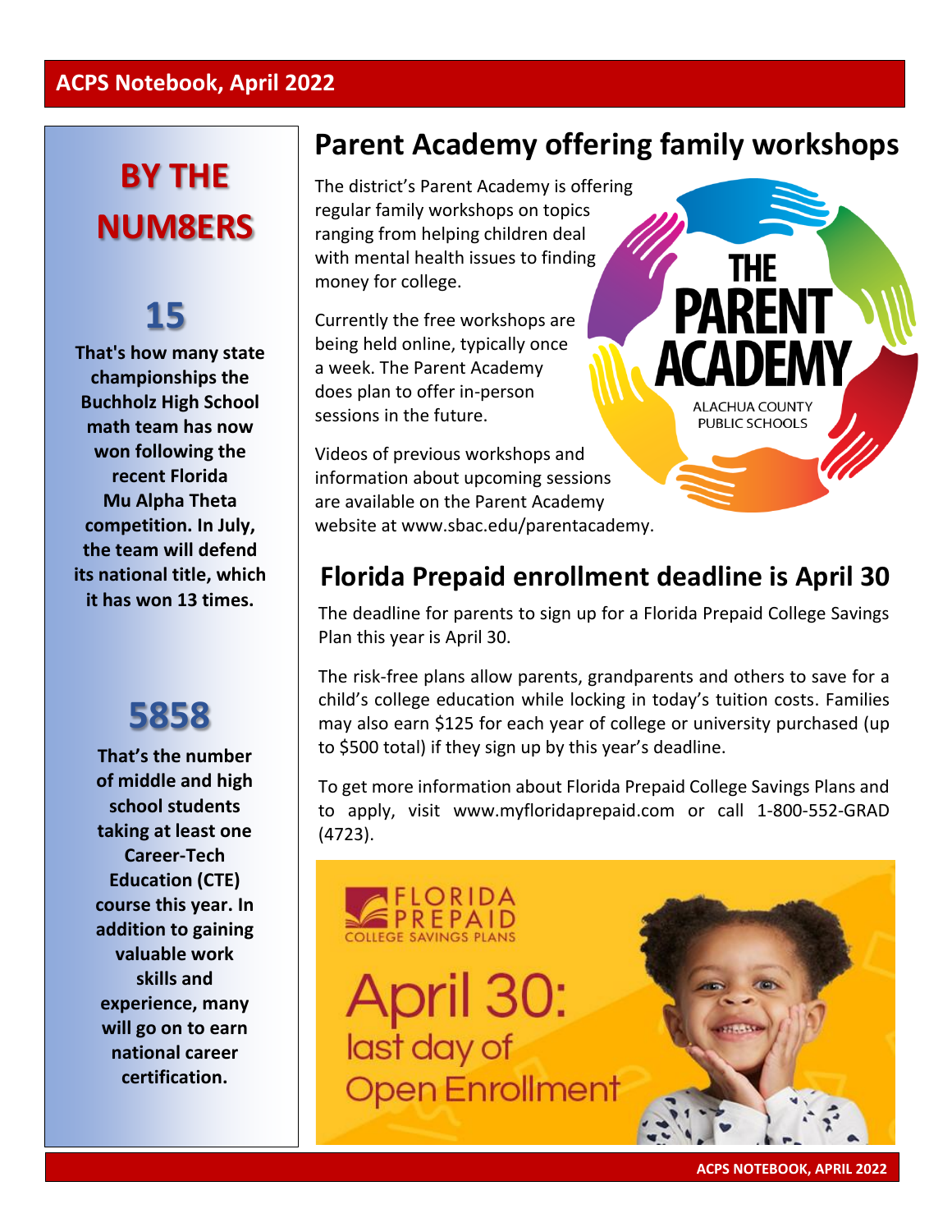## BY THE NUM8ERS

**15**

**That's how many state championships the Buchholz High School math team has now won following the recent Florida Mu Alpha Theta competition. In July, the team will defend its national title, which it has won 13 times.**

**5858**

**That's the number of middle and high school students taking at least one Career-Tech Education (CTE) course this year. In addition to gaining valuable work skills and experience, many will go on to earn national career certification.**

## Parent Academy offering family workshops

The district's Parent Academy is offering regular family workshops on topics ranging from helping children deal with mental health issues to finding money for college.

Currently the free workshops are being held online, typically once a week. The Parent Academy does plan to offer in-person sessions in the future.

Videos of previous workshops and information about upcoming sessions are available on the Parent Academy website at www.sbac.edu/parentacademy.

THE PARENT ACADEMY
ALACHUA COUNTY PUBLIC SCHOOLS

## Florida Prepaid enrollment deadline is April 30

The deadline for parents to sign up for a Florida Prepaid College Savings Plan this year is April 30.

The risk-free plans allow parents, grandparents and others to save for a child's college education while locking in today's tuition costs. Families may also earn $125 for each year of college or university purchased (up to $500 total) if they sign up by this year's deadline.

To get more information about Florida Prepaid College Savings Plans and to apply, visit www.myfloridaprepaid.com or call 1-800-552-GRAD (4723).

FLORIDA PREPAID
COLLEGE SAVINGS PLANS

April 30:
last day of
Open Enrollment